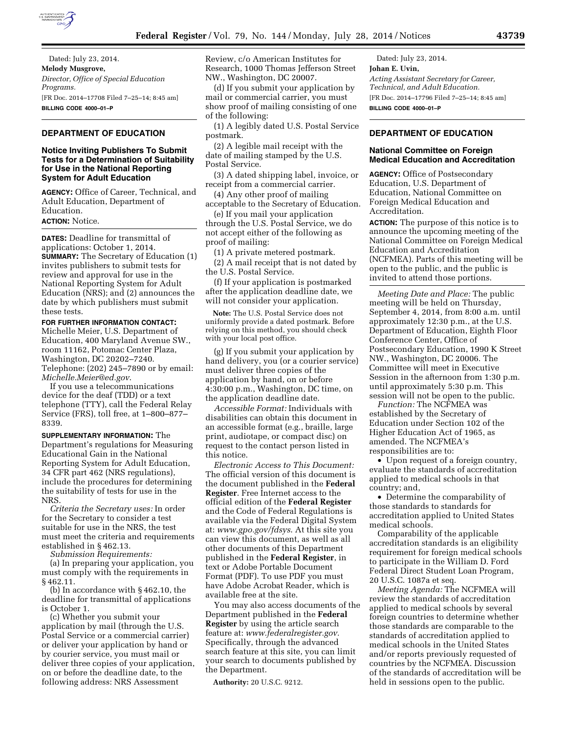Dated: July 23, 2014.

**Melody Musgrove,**

*Director, Office of Special Education Programs.*

[FR Doc. 2014–17708 Filed 7–25–14; 8:45 am]

**BILLING CODE 4000–01–P**

## DEPARTMENT OF EDUCATION

### Notice Inviting Publishers To Submit Tests for a Determination of Suitability for Use in the National Reporting System for Adult Education

**AGENCY:** Office of Career, Technical, and Adult Education, Department of Education.

**ACTION:** Notice.

**DATES:** Deadline for transmittal of applications: October 1, 2014.

**SUMMARY:** The Secretary of Education (1) invites publishers to submit tests for review and approval for use in the National Reporting System for Adult Education (NRS); and (2) announces the date by which publishers must submit these tests.

**FOR FURTHER INFORMATION CONTACT:** Michelle Meier, U.S. Department of Education, 400 Maryland Avenue SW., room 11162, Potomac Center Plaza, Washington, DC 20202–7240. Telephone: (202) 245–7890 or by email: *Michelle.Meier@ed.gov*.

If you use a telecommunications device for the deaf (TDD) or a text telephone (TTY), call the Federal Relay Service (FRS), toll free, at 1–800–877–8339.

**SUPPLEMENTARY INFORMATION:** The Department's regulations for Measuring Educational Gain in the National Reporting System for Adult Education, 34 CFR part 462 (NRS regulations), include the procedures for determining the suitability of tests for use in the NRS.

*Criteria the Secretary uses:* In order for the Secretary to consider a test suitable for use in the NRS, the test must meet the criteria and requirements established in § 462.13.

*Submission Requirements:*

(a) In preparing your application, you must comply with the requirements in § 462.11.

(b) In accordance with § 462.10, the deadline for transmittal of applications is October 1.

(c) Whether you submit your application by mail (through the U.S. Postal Service or a commercial carrier) or deliver your application by hand or by courier service, you must mail or deliver three copies of your application, on or before the deadline date, to the following address: NRS Assessment Review, c/o American Institutes for Research, 1000 Thomas Jefferson Street NW., Washington, DC 20007.

(d) If you submit your application by mail or commercial carrier, you must show proof of mailing consisting of one of the following:

(1) A legibly dated U.S. Postal Service postmark.

(2) A legible mail receipt with the date of mailing stamped by the U.S. Postal Service.

(3) A dated shipping label, invoice, or receipt from a commercial carrier.

(4) Any other proof of mailing acceptable to the Secretary of Education.

(e) If you mail your application through the U.S. Postal Service, we do not accept either of the following as proof of mailing:

(1) A private metered postmark.

(2) A mail receipt that is not dated by the U.S. Postal Service.

(f) If your application is postmarked after the application deadline date, we will not consider your application.

**Note:** The U.S. Postal Service does not uniformly provide a dated postmark. Before relying on this method, you should check with your local post office.

(g) If you submit your application by hand delivery, you (or a courier service) must deliver three copies of the application by hand, on or before 4:30:00 p.m., Washington, DC time, on the application deadline date.

*Accessible Format:* Individuals with disabilities can obtain this document in an accessible format (e.g., braille, large print, audiotape, or compact disc) on request to the contact person listed in this notice.

*Electronic Access to This Document:* The official version of this document is the document published in the **Federal Register**. Free Internet access to the official edition of the **Federal Register** and the Code of Federal Regulations is available via the Federal Digital System at: *www.gpo.gov/fdsys*. At this site you can view this document, as well as all other documents of this Department published in the **Federal Register**, in text or Adobe Portable Document Format (PDF). To use PDF you must have Adobe Acrobat Reader, which is available free at the site.

You may also access documents of the Department published in the **Federal Register** by using the article search feature at: *www.federalregister.gov*. Specifically, through the advanced search feature at this site, you can limit your search to documents published by the Department.

**Authority:** 20 U.S.C. 9212.

Dated: July 23, 2014.

**Johan E. Uvin,**

*Acting Assistant Secretary for Career, Technical, and Adult Education.*

[FR Doc. 2014–17796 Filed 7–25–14; 8:45 am]

**BILLING CODE 4000–01–P**

## DEPARTMENT OF EDUCATION

### National Committee on Foreign Medical Education and Accreditation

**AGENCY:** Office of Postsecondary Education, U.S. Department of Education, National Committee on Foreign Medical Education and Accreditation.

**ACTION:** The purpose of this notice is to announce the upcoming meeting of the National Committee on Foreign Medical Education and Accreditation (NCFMEA). Parts of this meeting will be open to the public, and the public is invited to attend those portions.

*Meeting Date and Place:* The public meeting will be held on Thursday, September 4, 2014, from 8:00 a.m. until approximately 12:30 p.m., at the U.S. Department of Education, Eighth Floor Conference Center, Office of Postsecondary Education, 1990 K Street NW., Washington, DC 20006. The Committee will meet in Executive Session in the afternoon from 1:30 p.m. until approximately 5:30 p.m. This session will not be open to the public.

*Function:* The NCFMEA was established by the Secretary of Education under Section 102 of the Higher Education Act of 1965, as amended. The NCFMEA's responsibilities are to:

- Upon request of a foreign country, evaluate the standards of accreditation applied to medical schools in that country; and,
- Determine the comparability of those standards to standards for accreditation applied to United States medical schools.

Comparability of the applicable accreditation standards is an eligibility requirement for foreign medical schools to participate in the William D. Ford Federal Direct Student Loan Program, 20 U.S.C. 1087a et seq.

*Meeting Agenda:* The NCFMEA will review the standards of accreditation applied to medical schools by several foreign countries to determine whether those standards are comparable to the standards of accreditation applied to medical schools in the United States and/or reports previously requested of countries by the NCFMEA. Discussion of the standards of accreditation will be held in sessions open to the public.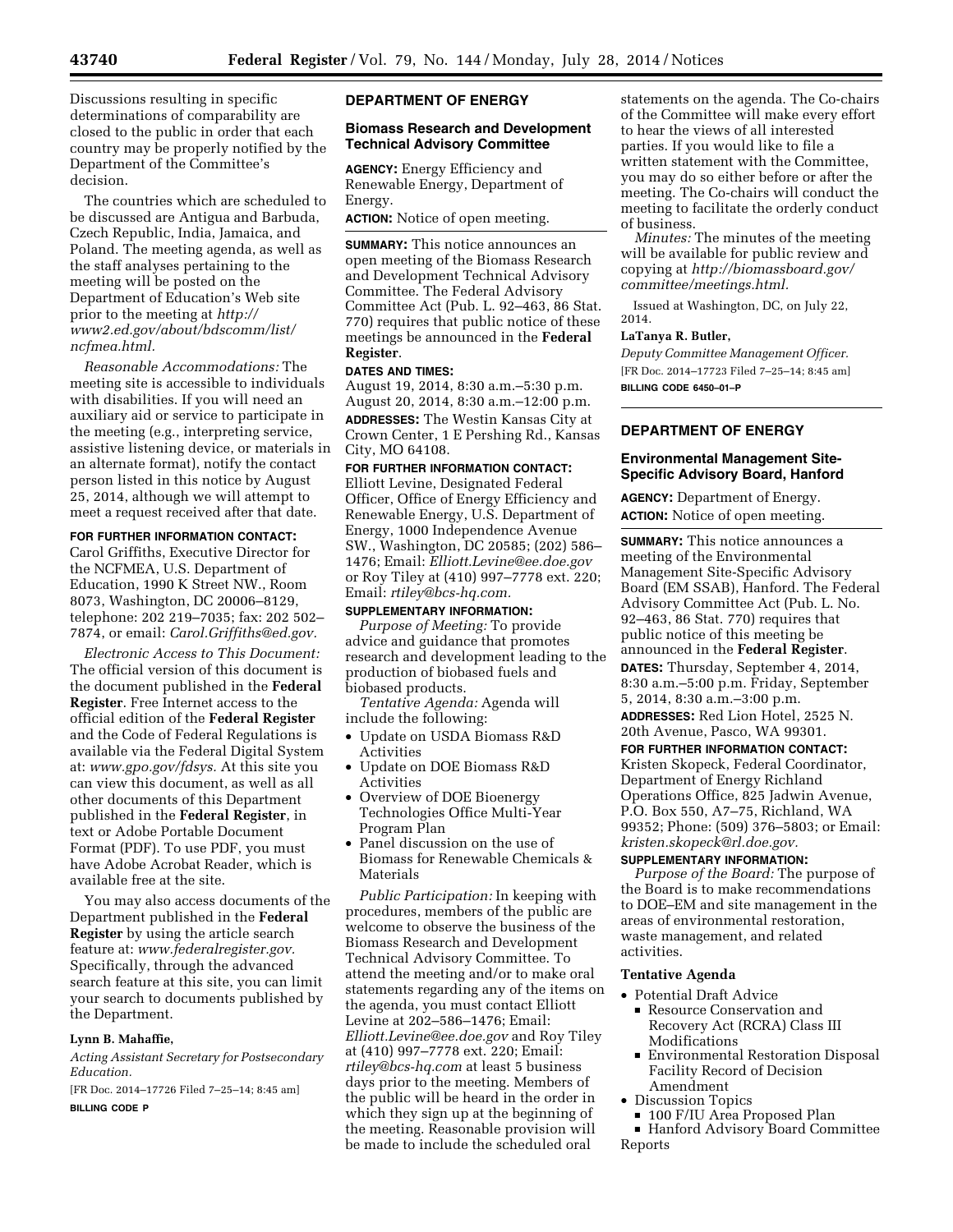Discussions resulting in specific determinations of comparability are closed to the public in order that each country may be properly notified by the Department of the Committee's decision.

The countries which are scheduled to be discussed are Antigua and Barbuda, Czech Republic, India, Jamaica, and Poland. The meeting agenda, as well as the staff analyses pertaining to the meeting will be posted on the Department of Education's Web site prior to the meeting at *http://www2.ed.gov/about/bdscomm/list/ncfmea.html.*

*Reasonable Accommodations:* The meeting site is accessible to individuals with disabilities. If you will need an auxiliary aid or service to participate in the meeting (e.g., interpreting service, assistive listening device, or materials in an alternate format), notify the contact person listed in this notice by August 25, 2014, although we will attempt to meet a request received after that date.

**FOR FURTHER INFORMATION CONTACT:** Carol Griffiths, Executive Director for the NCFMEA, U.S. Department of Education, 1990 K Street NW., Room 8073, Washington, DC 20006–8129, telephone: 202 219–7035; fax: 202 502–7874, or email: *Carol.Griffiths@ed.gov.*

*Electronic Access to This Document:* The official version of this document is the document published in the **Federal Register**. Free Internet access to the official edition of the **Federal Register** and the Code of Federal Regulations is available via the Federal Digital System at: *www.gpo.gov/fdsys.* At this site you can view this document, as well as all other documents of this Department published in the **Federal Register**, in text or Adobe Portable Document Format (PDF). To use PDF, you must have Adobe Acrobat Reader, which is available free at the site.

You may also access documents of the Department published in the **Federal Register** by using the article search feature at: *www.federalregister.gov.* Specifically, through the advanced search feature at this site, you can limit your search to documents published by the Department.

**Lynn B. Mahaffie,**

*Acting Assistant Secretary for Postsecondary Education.*

[FR Doc. 2014–17726 Filed 7–25–14; 8:45 am]

**BILLING CODE P**

## DEPARTMENT OF ENERGY

### Biomass Research and Development Technical Advisory Committee

**AGENCY:** Energy Efficiency and Renewable Energy, Department of Energy.

**ACTION:** Notice of open meeting.

**SUMMARY:** This notice announces an open meeting of the Biomass Research and Development Technical Advisory Committee. The Federal Advisory Committee Act (Pub. L. 92–463, 86 Stat. 770) requires that public notice of these meetings be announced in the **Federal Register**.

**DATES AND TIMES:**

August 19, 2014, 8:30 a.m.–5:30 p.m.
August 20, 2014, 8:30 a.m.–12:00 p.m.

**ADDRESSES:** The Westin Kansas City at Crown Center, 1 E Pershing Rd., Kansas City, MO 64108.

**FOR FURTHER INFORMATION CONTACT:** Elliott Levine, Designated Federal Officer, Office of Energy Efficiency and Renewable Energy, U.S. Department of Energy, 1000 Independence Avenue SW., Washington, DC 20585; (202) 586–1476; Email: *Elliott.Levine@ee.doe.gov* or Roy Tiley at (410) 997–7778 ext. 220; Email: *rtiley@bcs-hq.com.*

**SUPPLEMENTARY INFORMATION:**

*Purpose of Meeting:* To provide advice and guidance that promotes research and development leading to the production of biobased fuels and biobased products.

*Tentative Agenda:* Agenda will include the following:

- Update on USDA Biomass R&D Activities
- Update on DOE Biomass R&D Activities
- Overview of DOE Bioenergy Technologies Office Multi-Year Program Plan
- Panel discussion on the use of Biomass for Renewable Chemicals & Materials

*Public Participation:* In keeping with procedures, members of the public are welcome to observe the business of the Biomass Research and Development Technical Advisory Committee. To attend the meeting and/or to make oral statements regarding any of the items on the agenda, you must contact Elliott Levine at 202–586–1476; Email: *Elliott.Levine@ee.doe.gov* and Roy Tiley at (410) 997–7778 ext. 220; Email: *rtiley@bcs-hq.com* at least 5 business days prior to the meeting. Members of the public will be heard in the order in which they sign up at the beginning of the meeting. Reasonable provision will be made to include the scheduled oral statements on the agenda. The Co-chairs of the Committee will make every effort to hear the views of all interested parties. If you would like to file a written statement with the Committee, you may do so either before or after the meeting. The Co-chairs will conduct the meeting to facilitate the orderly conduct of business.

*Minutes:* The minutes of the meeting will be available for public review and copying at *http://biomassboard.gov/committee/meetings.html.*

Issued at Washington, DC, on July 22, 2014.

**LaTanya R. Butler,**

*Deputy Committee Management Officer.*

[FR Doc. 2014–17723 Filed 7–25–14; 8:45 am]

**BILLING CODE 6450–01–P**

## DEPARTMENT OF ENERGY

### Environmental Management Site-Specific Advisory Board, Hanford

**AGENCY:** Department of Energy.

**ACTION:** Notice of open meeting.

**SUMMARY:** This notice announces a meeting of the Environmental Management Site-Specific Advisory Board (EM SSAB), Hanford. The Federal Advisory Committee Act (Pub. L. No. 92–463, 86 Stat. 770) requires that public notice of this meeting be announced in the **Federal Register**.

**DATES:** Thursday, September 4, 2014, 8:30 a.m.–5:00 p.m. Friday, September 5, 2014, 8:30 a.m.–3:00 p.m.

**ADDRESSES:** Red Lion Hotel, 2525 N. 20th Avenue, Pasco, WA 99301.

**FOR FURTHER INFORMATION CONTACT:** Kristen Skopeck, Federal Coordinator, Department of Energy Richland Operations Office, 825 Jadwin Avenue, P.O. Box 550, A7–75, Richland, WA 99352; Phone: (509) 376–5803; or Email: *kristen.skopeck@rl.doe.gov.*

**SUPPLEMENTARY INFORMATION:**

*Purpose of the Board:* The purpose of the Board is to make recommendations to DOE–EM and site management in the areas of environmental restoration, waste management, and related activities.

**Tentative Agenda**

- Potential Draft Advice
  - Resource Conservation and Recovery Act (RCRA) Class III Modifications
  - Environmental Restoration Disposal Facility Record of Decision Amendment
- Discussion Topics
  - 100 F/IU Area Proposed Plan
  - Hanford Advisory Board Committee Reports